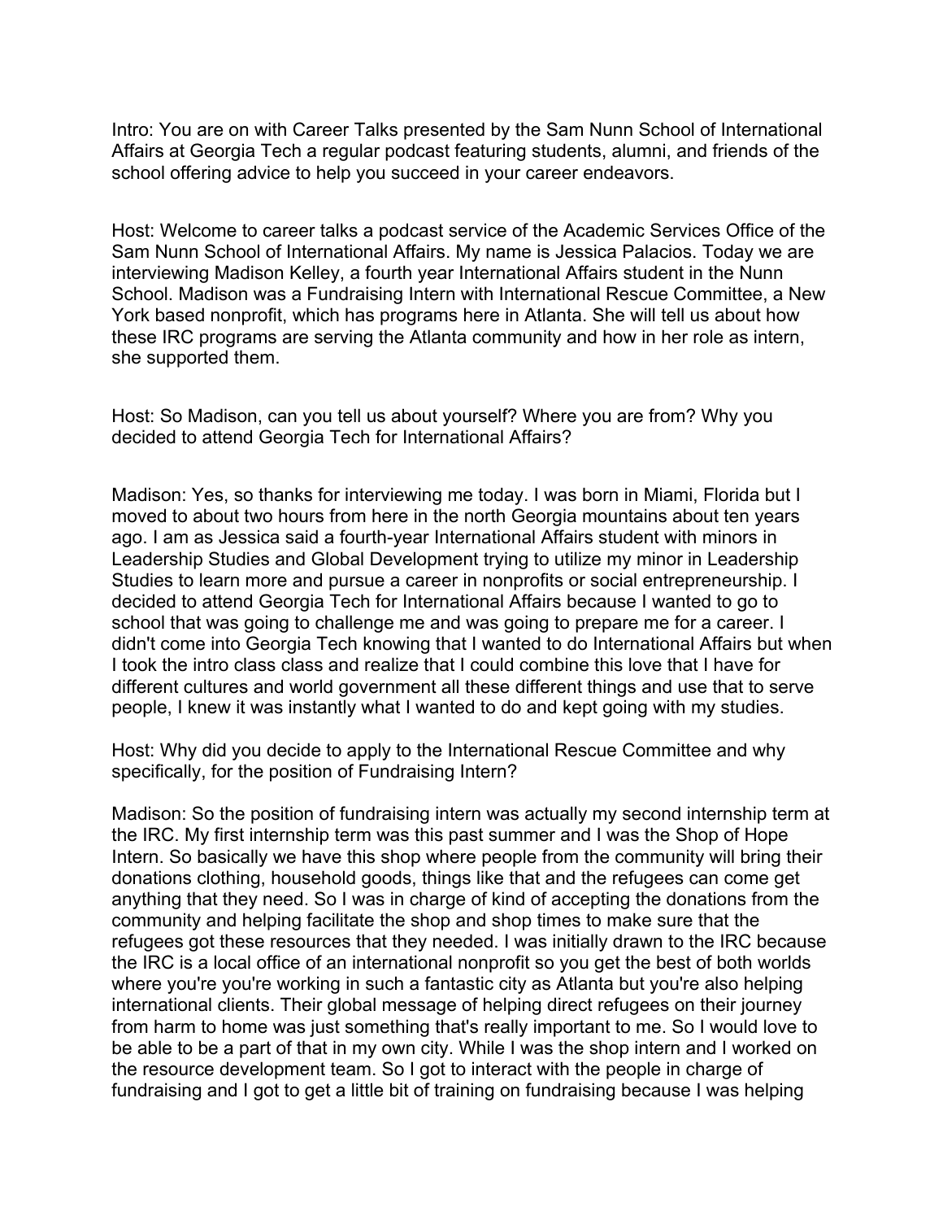Intro: You are on with Career Talks presented by the Sam Nunn School of International Affairs at Georgia Tech a regular podcast featuring students, alumni, and friends of the school offering advice to help you succeed in your career endeavors.

Host: Welcome to career talks a podcast service of the Academic Services Office of the Sam Nunn School of International Affairs. My name is Jessica Palacios. Today we are interviewing Madison Kelley, a fourth year International Affairs student in the Nunn School. Madison was a Fundraising Intern with International Rescue Committee, a New York based nonprofit, which has programs here in Atlanta. She will tell us about how these IRC programs are serving the Atlanta community and how in her role as intern, she supported them.

Host: So Madison, can you tell us about yourself? Where you are from? Why you decided to attend Georgia Tech for International Affairs?

Madison: Yes, so thanks for interviewing me today. I was born in Miami, Florida but I moved to about two hours from here in the north Georgia mountains about ten years ago. I am as Jessica said a fourth-year International Affairs student with minors in Leadership Studies and Global Development trying to utilize my minor in Leadership Studies to learn more and pursue a career in nonprofits or social entrepreneurship. I decided to attend Georgia Tech for International Affairs because I wanted to go to school that was going to challenge me and was going to prepare me for a career. I didn't come into Georgia Tech knowing that I wanted to do International Affairs but when I took the intro class class and realize that I could combine this love that I have for different cultures and world government all these different things and use that to serve people, I knew it was instantly what I wanted to do and kept going with my studies.

Host: Why did you decide to apply to the International Rescue Committee and why specifically, for the position of Fundraising Intern?

Madison: So the position of fundraising intern was actually my second internship term at the IRC. My first internship term was this past summer and I was the Shop of Hope Intern. So basically we have this shop where people from the community will bring their donations clothing, household goods, things like that and the refugees can come get anything that they need. So I was in charge of kind of accepting the donations from the community and helping facilitate the shop and shop times to make sure that the refugees got these resources that they needed. I was initially drawn to the IRC because the IRC is a local office of an international nonprofit so you get the best of both worlds where you're you're working in such a fantastic city as Atlanta but you're also helping international clients. Their global message of helping direct refugees on their journey from harm to home was just something that's really important to me. So I would love to be able to be a part of that in my own city. While I was the shop intern and I worked on the resource development team. So I got to interact with the people in charge of fundraising and I got to get a little bit of training on fundraising because I was helping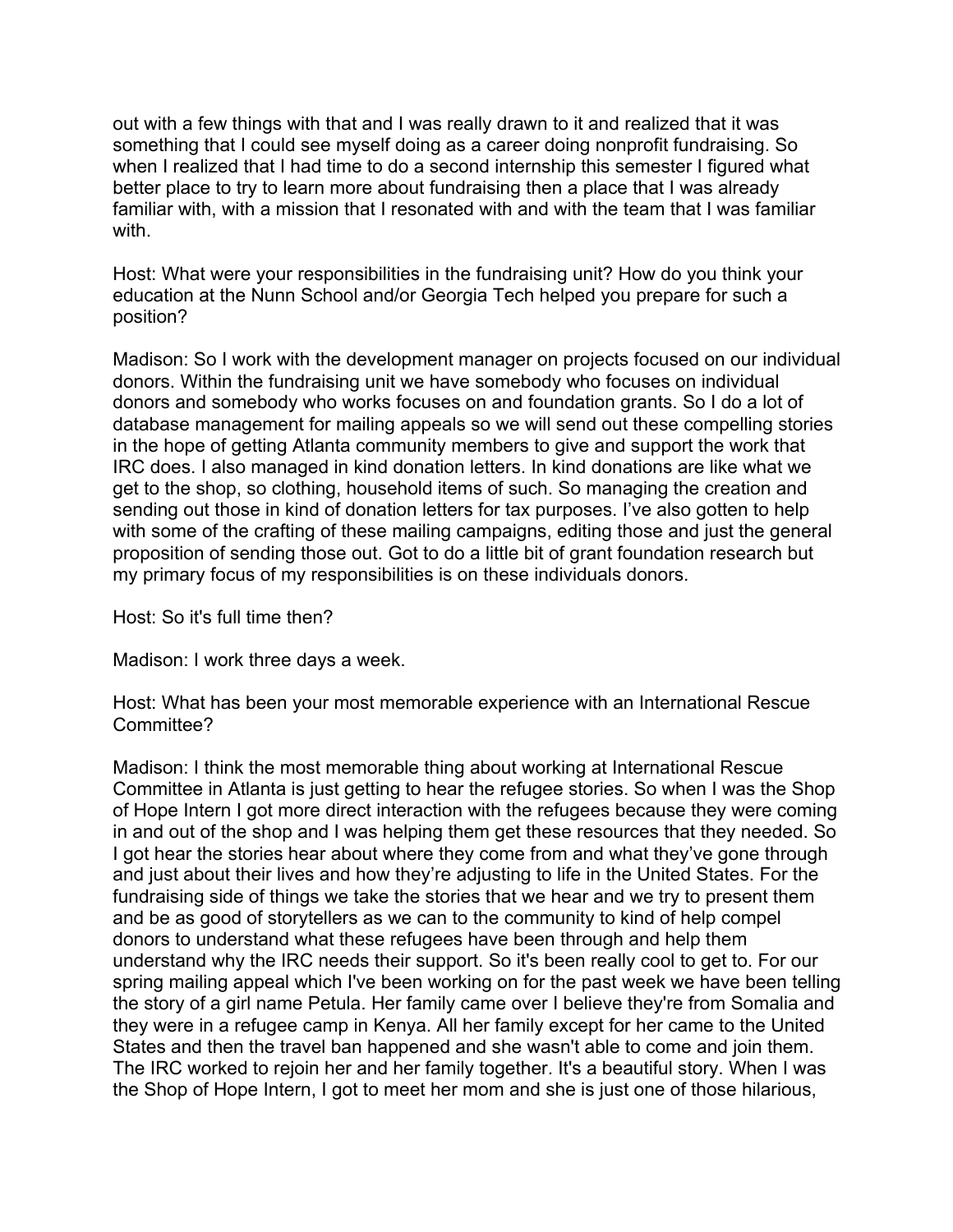out with a few things with that and I was really drawn to it and realized that it was something that I could see myself doing as a career doing nonprofit fundraising. So when I realized that I had time to do a second internship this semester I figured what better place to try to learn more about fundraising then a place that I was already familiar with, with a mission that I resonated with and with the team that I was familiar with.

Host: What were your responsibilities in the fundraising unit? How do you think your education at the Nunn School and/or Georgia Tech helped you prepare for such a position?

Madison: So I work with the development manager on projects focused on our individual donors. Within the fundraising unit we have somebody who focuses on individual donors and somebody who works focuses on and foundation grants. So I do a lot of database management for mailing appeals so we will send out these compelling stories in the hope of getting Atlanta community members to give and support the work that IRC does. I also managed in kind donation letters. In kind donations are like what we get to the shop, so clothing, household items of such. So managing the creation and sending out those in kind of donation letters for tax purposes. I've also gotten to help with some of the crafting of these mailing campaigns, editing those and just the general proposition of sending those out. Got to do a little bit of grant foundation research but my primary focus of my responsibilities is on these individuals donors.

Host: So it's full time then?

Madison: I work three days a week.

Host: What has been your most memorable experience with an International Rescue Committee?

Madison: I think the most memorable thing about working at International Rescue Committee in Atlanta is just getting to hear the refugee stories. So when I was the Shop of Hope Intern I got more direct interaction with the refugees because they were coming in and out of the shop and I was helping them get these resources that they needed. So I got hear the stories hear about where they come from and what they've gone through and just about their lives and how they're adjusting to life in the United States. For the fundraising side of things we take the stories that we hear and we try to present them and be as good of storytellers as we can to the community to kind of help compel donors to understand what these refugees have been through and help them understand why the IRC needs their support. So it's been really cool to get to. For our spring mailing appeal which I've been working on for the past week we have been telling the story of a girl name Petula. Her family came over I believe they're from Somalia and they were in a refugee camp in Kenya. All her family except for her came to the United States and then the travel ban happened and she wasn't able to come and join them. The IRC worked to rejoin her and her family together. It's a beautiful story. When I was the Shop of Hope Intern, I got to meet her mom and she is just one of those hilarious,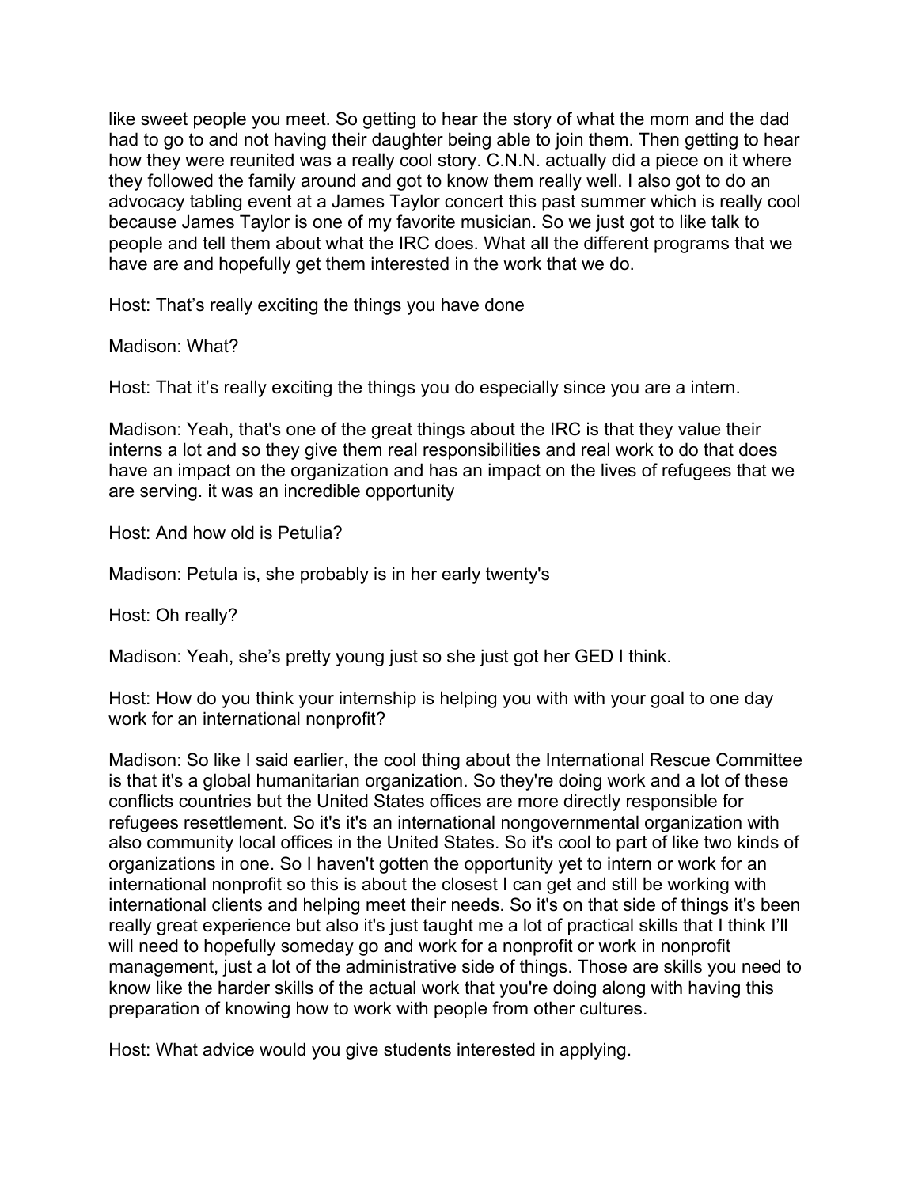like sweet people you meet. So getting to hear the story of what the mom and the dad had to go to and not having their daughter being able to join them. Then getting to hear how they were reunited was a really cool story. C.N.N. actually did a piece on it where they followed the family around and got to know them really well. I also got to do an advocacy tabling event at a James Taylor concert this past summer which is really cool because James Taylor is one of my favorite musician. So we just got to like talk to people and tell them about what the IRC does. What all the different programs that we have are and hopefully get them interested in the work that we do.

Host: That's really exciting the things you have done

Madison: What?

Host: That it's really exciting the things you do especially since you are a intern.

Madison: Yeah, that's one of the great things about the IRC is that they value their interns a lot and so they give them real responsibilities and real work to do that does have an impact on the organization and has an impact on the lives of refugees that we are serving. it was an incredible opportunity

Host: And how old is Petulia?

Madison: Petula is, she probably is in her early twenty's

Host: Oh really?

Madison: Yeah, she's pretty young just so she just got her GED I think.

Host: How do you think your internship is helping you with with your goal to one day work for an international nonprofit?

Madison: So like I said earlier, the cool thing about the International Rescue Committee is that it's a global humanitarian organization. So they're doing work and a lot of these conflicts countries but the United States offices are more directly responsible for refugees resettlement. So it's it's an international nongovernmental organization with also community local offices in the United States. So it's cool to part of like two kinds of organizations in one. So I haven't gotten the opportunity yet to intern or work for an international nonprofit so this is about the closest I can get and still be working with international clients and helping meet their needs. So it's on that side of things it's been really great experience but also it's just taught me a lot of practical skills that I think I'll will need to hopefully someday go and work for a nonprofit or work in nonprofit management, just a lot of the administrative side of things. Those are skills you need to know like the harder skills of the actual work that you're doing along with having this preparation of knowing how to work with people from other cultures.

Host: What advice would you give students interested in applying.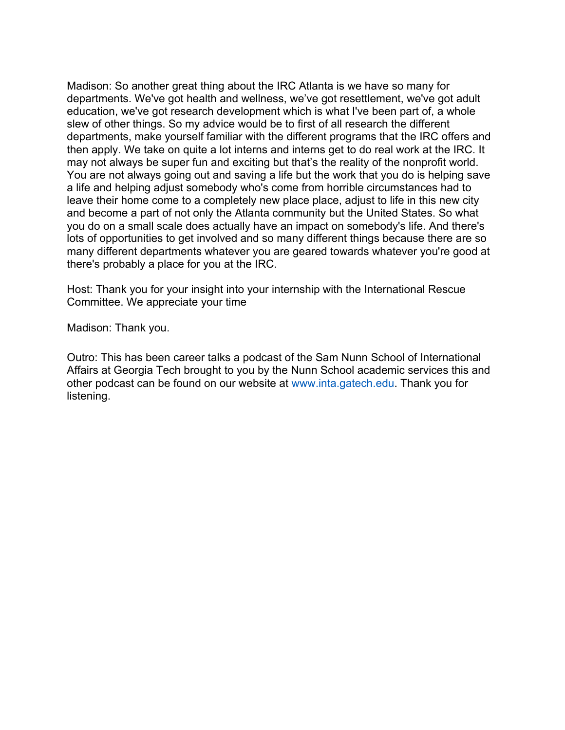Madison: So another great thing about the IRC Atlanta is we have so many for departments. We've got health and wellness, we've got resettlement, we've got adult education, we've got research development which is what I've been part of, a whole slew of other things. So my advice would be to first of all research the different departments, make yourself familiar with the different programs that the IRC offers and then apply. We take on quite a lot interns and interns get to do real work at the IRC. It may not always be super fun and exciting but that's the reality of the nonprofit world. You are not always going out and saving a life but the work that you do is helping save a life and helping adjust somebody who's come from horrible circumstances had to leave their home come to a completely new place place, adjust to life in this new city and become a part of not only the Atlanta community but the United States. So what you do on a small scale does actually have an impact on somebody's life. And there's lots of opportunities to get involved and so many different things because there are so many different departments whatever you are geared towards whatever you're good at there's probably a place for you at the IRC.

Host: Thank you for your insight into your internship with the International Rescue Committee. We appreciate your time

Madison: Thank you.

Outro: This has been career talks a podcast of the Sam Nunn School of International Affairs at Georgia Tech brought to you by the Nunn School academic services this and other podcast can be found on our website at www.inta.gatech.edu. Thank you for listening.